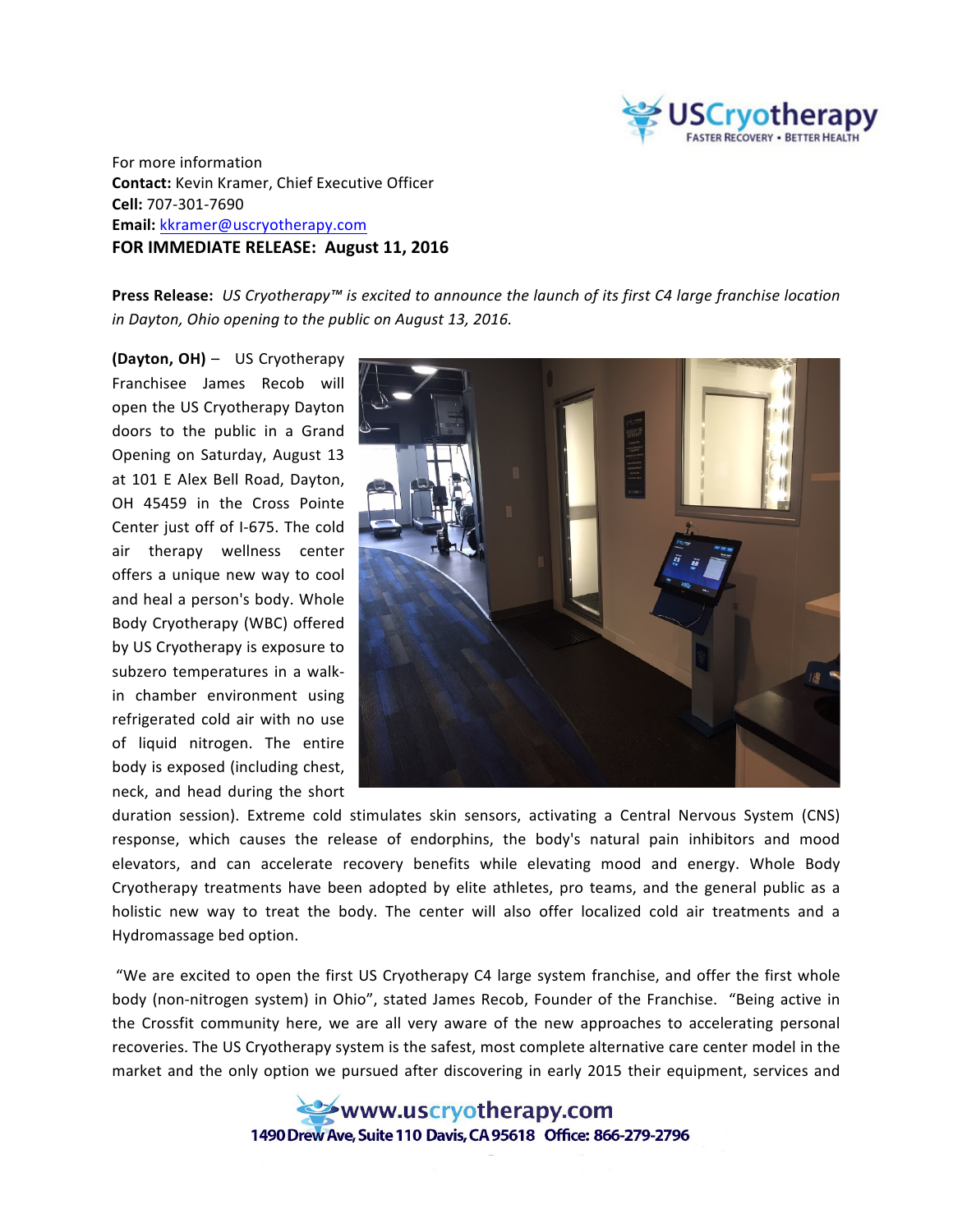For more information
**Contact:** Kevin Kramer, Chief Executive Officer
**Cell:** 707-301-7690
**Email:** kkramer@uscryotherapy.com
**FOR IMMEDIATE RELEASE: August 11, 2016**

**Press Release:** *US Cryotherapy™ is excited to announce the launch of its first C4 large franchise location in Dayton, Ohio opening to the public on August 13, 2016.*

**(Dayton, OH)** – US Cryotherapy Franchisee James Recob will open the US Cryotherapy Dayton doors to the public in a Grand Opening on Saturday, August 13 at 101 E Alex Bell Road, Dayton, OH 45459 in the Cross Pointe Center just off of I-675. The cold air therapy wellness center offers a unique new way to cool and heal a person's body. Whole Body Cryotherapy (WBC) offered by US Cryotherapy is exposure to subzero temperatures in a walk-in chamber environment using refrigerated cold air with no use of liquid nitrogen. The entire body is exposed (including chest, neck, and head during the short duration session). Extreme cold stimulates skin sensors, activating a Central Nervous System (CNS) response, which causes the release of endorphins, the body's natural pain inhibitors and mood elevators, and can accelerate recovery benefits while elevating mood and energy. Whole Body Cryotherapy treatments have been adopted by elite athletes, pro teams, and the general public as a holistic new way to treat the body. The center will also offer localized cold air treatments and a Hydromassage bed option.

"We are excited to open the first US Cryotherapy C4 large system franchise, and offer the first whole body (non-nitrogen system) in Ohio", stated James Recob, Founder of the Franchise. "Being active in the Crossfit community here, we are all very aware of the new approaches to accelerating personal recoveries. The US Cryotherapy system is the safest, most complete alternative care center model in the market and the only option we pursued after discovering in early 2015 their equipment, services and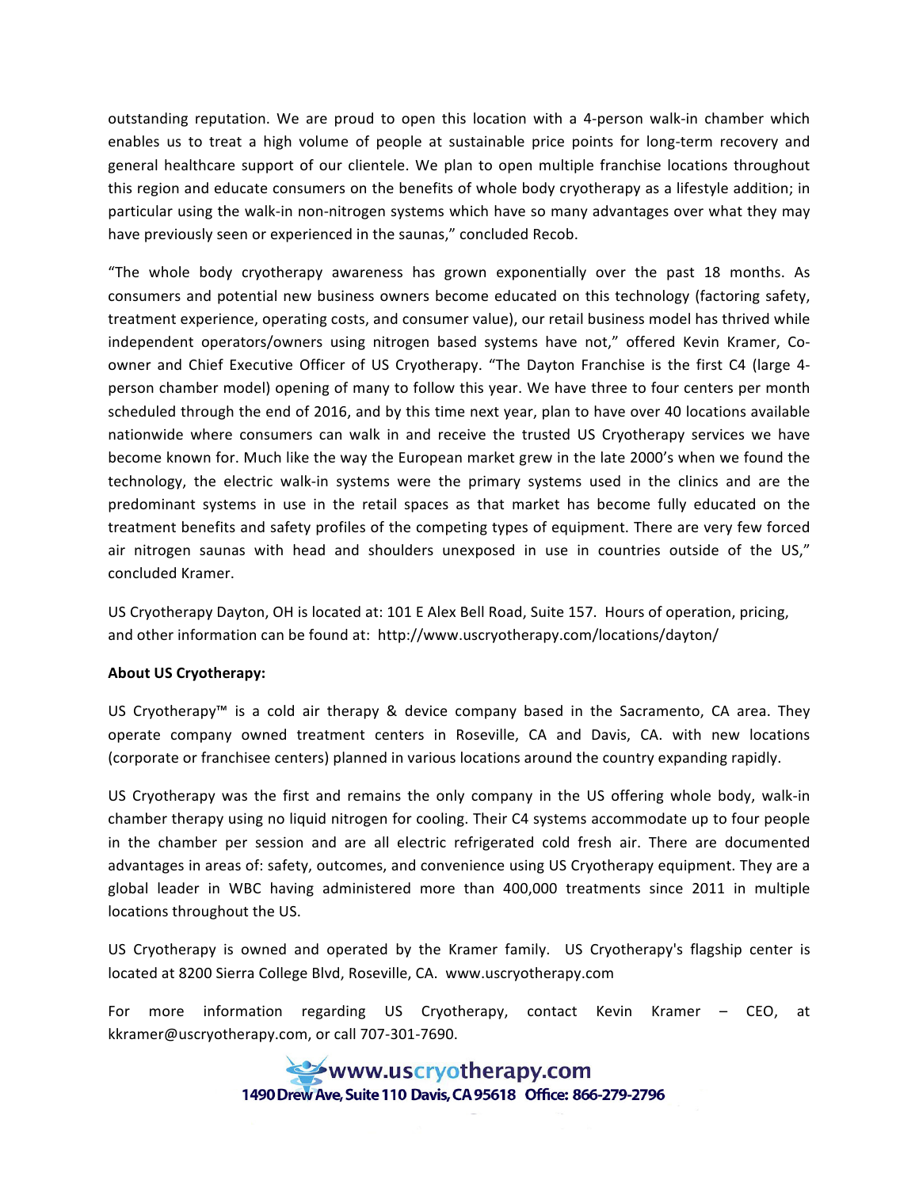outstanding reputation. We are proud to open this location with a 4-person walk-in chamber which enables us to treat a high volume of people at sustainable price points for long-term recovery and general healthcare support of our clientele. We plan to open multiple franchise locations throughout this region and educate consumers on the benefits of whole body cryotherapy as a lifestyle addition; in particular using the walk-in non-nitrogen systems which have so many advantages over what they may have previously seen or experienced in the saunas," concluded Recob.

"The whole body cryotherapy awareness has grown exponentially over the past 18 months. As consumers and potential new business owners become educated on this technology (factoring safety, treatment experience, operating costs, and consumer value), our retail business model has thrived while independent operators/owners using nitrogen based systems have not," offered Kevin Kramer, Co-owner and Chief Executive Officer of US Cryotherapy. "The Dayton Franchise is the first C4 (large 4-person chamber model) opening of many to follow this year. We have three to four centers per month scheduled through the end of 2016, and by this time next year, plan to have over 40 locations available nationwide where consumers can walk in and receive the trusted US Cryotherapy services we have become known for. Much like the way the European market grew in the late 2000's when we found the technology, the electric walk-in systems were the primary systems used in the clinics and are the predominant systems in use in the retail spaces as that market has become fully educated on the treatment benefits and safety profiles of the competing types of equipment. There are very few forced air nitrogen saunas with head and shoulders unexposed in use in countries outside of the US," concluded Kramer.

US Cryotherapy Dayton, OH is located at: 101 E Alex Bell Road, Suite 157. Hours of operation, pricing, and other information can be found at: http://www.uscryotherapy.com/locations/dayton/

**About US Cryotherapy:**

US Cryotherapy™ is a cold air therapy & device company based in the Sacramento, CA area. They operate company owned treatment centers in Roseville, CA and Davis, CA. with new locations (corporate or franchisee centers) planned in various locations around the country expanding rapidly.

US Cryotherapy was the first and remains the only company in the US offering whole body, walk-in chamber therapy using no liquid nitrogen for cooling. Their C4 systems accommodate up to four people in the chamber per session and are all electric refrigerated cold fresh air. There are documented advantages in areas of: safety, outcomes, and convenience using US Cryotherapy equipment. They are a global leader in WBC having administered more than 400,000 treatments since 2011 in multiple locations throughout the US.

US Cryotherapy is owned and operated by the Kramer family. US Cryotherapy's flagship center is located at 8200 Sierra College Blvd, Roseville, CA. www.uscryotherapy.com

For more information regarding US Cryotherapy, contact Kevin Kramer – CEO, at kkramer@uscryotherapy.com, or call 707-301-7690.

www.uscryotherapy.com
1490 Drew Ave, Suite 110 Davis, CA 95618 Office: 866-279-2796